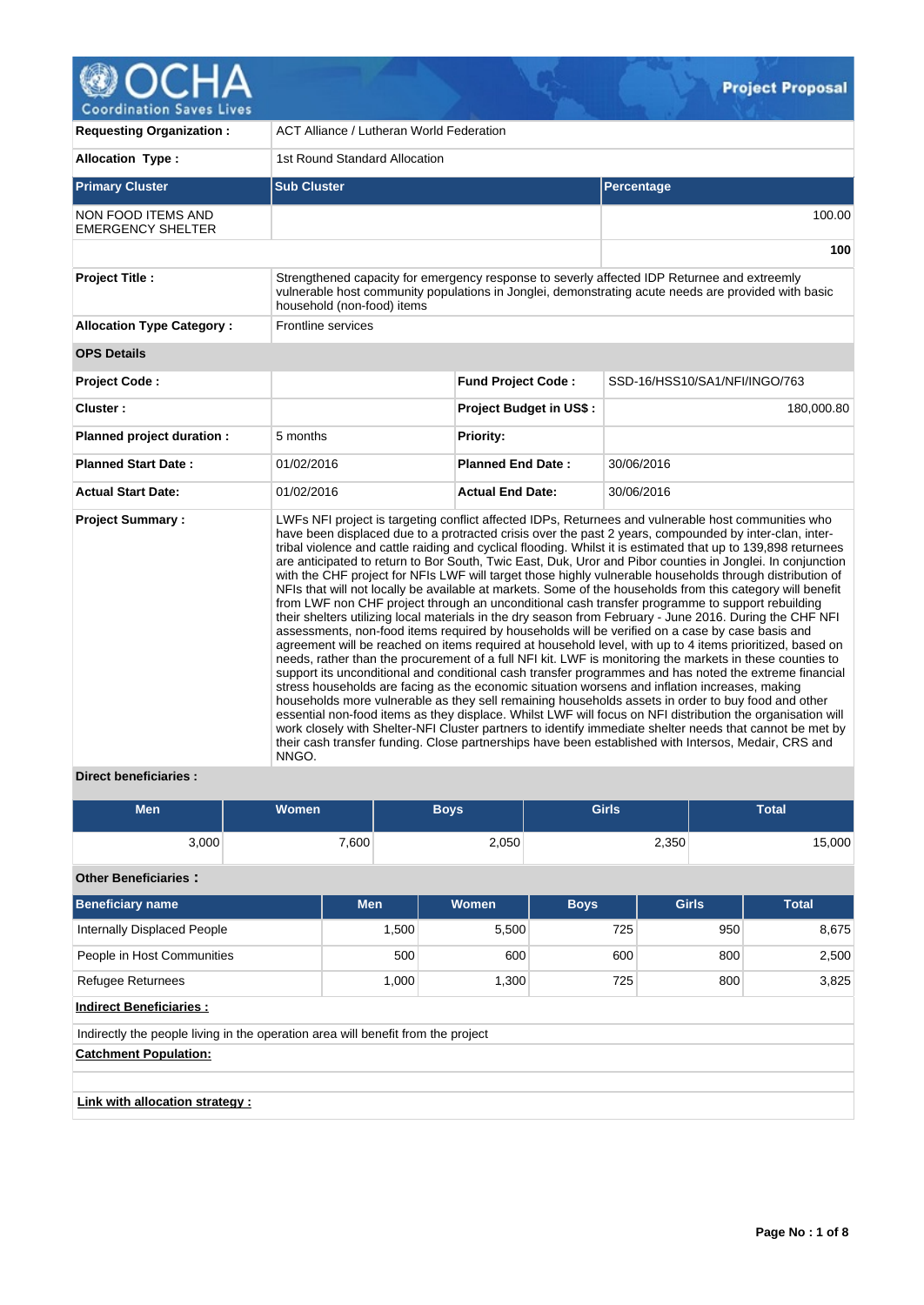# Project Proposal

| | |
|---|---|
| **Requesting Organization :** | ACT Alliance / Lutheran World Federation |
| **Allocation Type :** | 1st Round Standard Allocation |

| Primary Cluster | Sub Cluster | Percentage |
|---|---|---|
| NON FOOD ITEMS AND EMERGENCY SHELTER | | 100.00 |
| | | **100** |

| | | | |
|---|---|---|---|
| **Project Title :** | Strengthened capacity for emergency response to severly affected IDP Returnee and extreemly vulnerable host community populations in Jonglei, demonstrating acute needs are provided with basic household (non-food) items | | |
| **Allocation Type Category :** | Frontline services | | |
| **OPS Details** | | | |
| **Project Code :** | | **Fund Project Code :** | SSD-16/HSS10/SA1/NFI/INGO/763 |
| **Cluster :** | | **Project Budget in US$ :** | 180,000.80 |
| **Planned project duration :** | 5 months | **Priority:** | |
| **Planned Start Date :** | 01/02/2016 | **Planned End Date :** | 30/06/2016 |
| **Actual Start Date:** | 01/02/2016 | **Actual End Date:** | 30/06/2016 |
| **Project Summary :** | LWFs NFI project is targeting conflict affected IDPs, Returnees and vulnerable host communities who have been displaced due to a protracted crisis over the past 2 years, compounded by inter-clan, inter-tribal violence and cattle raiding and cyclical flooding. Whilst it is estimated that up to 139,898 returnees are anticipated to return to Bor South, Twic East, Duk, Uror and Pibor counties in Jonglei. In conjunction with the CHF project for NFIs LWF will target those highly vulnerable households through distribution of NFIs that will not locally be available at markets. Some of the households from this category will benefit from LWF non CHF project through an unconditional cash transfer programme to support rebuilding their shelters utilizing local materials in the dry season from February - June 2016. During the CHF NFI assessments, non-food items required by households will be verified on a case by case basis and agreement will be reached on items required at household level, with up to 4 items prioritized, based on needs, rather than the procurement of a full NFI kit. LWF is monitoring the markets in these counties to support its unconditional and conditional cash transfer programmes and has noted the extreme financial stress households are facing as the economic situation worsens and inflation increases, making households more vulnerable as they sell remaining households assets in order to buy food and other essential non-food items as they displace. Whilst LWF will focus on NFI distribution the organisation will work closely with Shelter-NFI Cluster partners to identify immediate shelter needs that cannot be met by their cash transfer funding. Close partnerships have been established with Intersos, Medair, CRS and NNGO. | | |

**Direct beneficiaries :**

| Men | Women | Boys | Girls | Total |
|---|---|---|---|---|
| 3,000 | 7,600 | 2,050 | 2,350 | 15,000 |

**Other Beneficiaries :**

| Beneficiary name | Men | Women | Boys | Girls | Total |
|---|---|---|---|---|---|
| Internally Displaced People | 1,500 | 5,500 | 725 | 950 | 8,675 |
| People in Host Communities | 500 | 600 | 600 | 800 | 2,500 |
| Refugee Returnees | 1,000 | 1,300 | 725 | 800 | 3,825 |

**Indirect Beneficiaries :**

Indirectly the people living in the operation area will benefit from the project

**Catchment Population:**

**Link with allocation strategy :**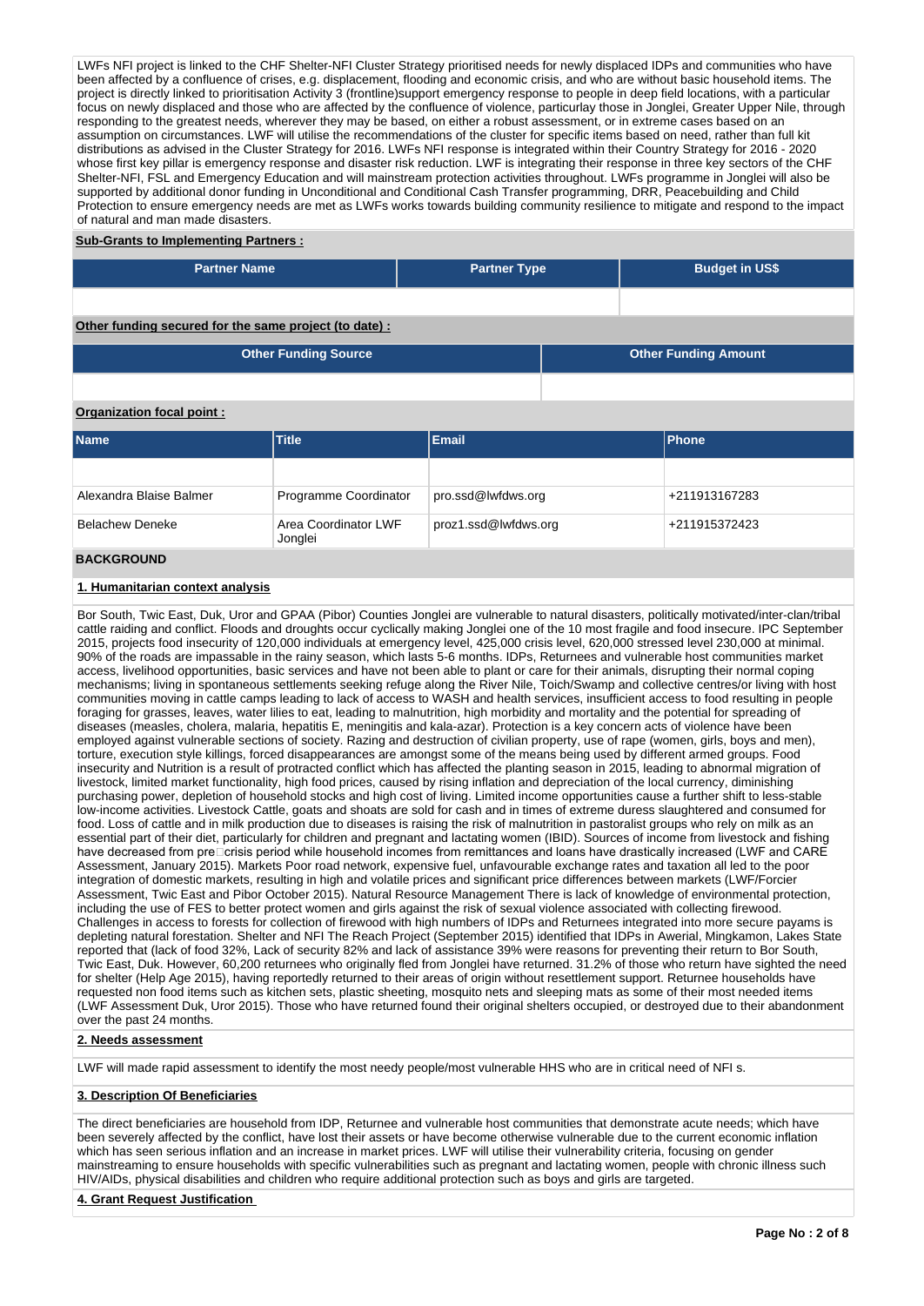LWFs NFI project is linked to the CHF Shelter-NFI Cluster Strategy prioritised needs for newly displaced IDPs and communities who have been affected by a confluence of crises, e.g. displacement, flooding and economic crisis, and who are without basic household items. The project is directly linked to prioritisation Activity 3 (frontline)support emergency response to people in deep field locations, with a particular focus on newly displaced and those who are affected by the confluence of violence, particurlay those in Jonglei, Greater Upper Nile, through responding to the greatest needs, wherever they may be based, on either a robust assessment, or in extreme cases based on an assumption on circumstances. LWF will utilise the recommendations of the cluster for specific items based on need, rather than full kit distributions as advised in the Cluster Strategy for 2016. LWFs NFI response is integrated within their Country Strategy for 2016 - 2020 whose first key pillar is emergency response and disaster risk reduction. LWF is integrating their response in three key sectors of the CHF Shelter-NFI, FSL and Emergency Education and will mainstream protection activities throughout. LWFs programme in Jonglei will also be supported by additional donor funding in Unconditional and Conditional Cash Transfer programming, DRR, Peacebuilding and Child Protection to ensure emergency needs are met as LWFs works towards building community resilience to mitigate and respond to the impact of natural and man made disasters.

**Sub-Grants to Implementing Partners :**

| Partner Name | Partner Type | Budget in US$ |
|---|---|---|
| | | |

**Other funding secured for the same project (to date) :**

| Other Funding Source | Other Funding Amount |
|---|---|
| | |

**Organization focal point :**

| Name | Title | Email | Phone |
|---|---|---|---|
| | | | |
| Alexandra Blaise Balmer | Programme Coordinator | pro.ssd@lwfdws.org | +211913167283 |
| Belachew Deneke | Area Coordinator LWF Jonglei | proz1.ssd@lwfdws.org | +211915372423 |

## BACKGROUND

**1. Humanitarian context analysis**

Bor South, Twic East, Duk, Uror and GPAA (Pibor) Counties Jonglei are vulnerable to natural disasters, politically motivated/inter-clan/tribal cattle raiding and conflict. Floods and droughts occur cyclically making Jonglei one of the 10 most fragile and food insecure. IPC September 2015, projects food insecurity of 120,000 individuals at emergency level, 425,000 crisis level, 620,000 stressed level 230,000 at minimal. 90% of the roads are impassable in the rainy season, which lasts 5-6 months. IDPs, Returnees and vulnerable host communities market access, livelihood opportunities, basic services and have not been able to plant or care for their animals, disrupting their normal coping mechanisms; living in spontaneous settlements seeking refuge along the River Nile, Toich/Swamp and collective centres/or living with host communities moving in cattle camps leading to lack of access to WASH and health services, insufficient access to food resulting in people foraging for grasses, leaves, water lilies to eat, leading to malnutrition, high morbidity and mortality and the potential for spreading of diseases (measles, cholera, malaria, hepatitis E, meningitis and kala-azar). Protection is a key concern acts of violence have been employed against vulnerable sections of society. Razing and destruction of civilian property, use of rape (women, girls, boys and men), torture, execution style killings, forced disappearances are amongst some of the means being used by different armed groups. Food insecurity and Nutrition is a result of protracted conflict which has affected the planting season in 2015, leading to abnormal migration of livestock, limited market functionality, high food prices, caused by rising inflation and depreciation of the local currency, diminishing purchasing power, depletion of household stocks and high cost of living. Limited income opportunities cause a further shift to less-stable low-income activities. Livestock Cattle, goats and shoats are sold for cash and in times of extreme duress slaughtered and consumed for food. Loss of cattle and in milk production due to diseases is raising the risk of malnutrition in pastoralist groups who rely on milk as an essential part of their diet, particularly for children and pregnant and lactating women (IBID). Sources of income from livestock and fishing have decreased from pre□crisis period while household incomes from remittances and loans have drastically increased (LWF and CARE Assessment, January 2015). Markets Poor road network, expensive fuel, unfavourable exchange rates and taxation all led to the poor integration of domestic markets, resulting in high and volatile prices and significant price differences between markets (LWF/Forcier Assessment, Twic East and Pibor October 2015). Natural Resource Management There is lack of knowledge of environmental protection, including the use of FES to better protect women and girls against the risk of sexual violence associated with collecting firewood. Challenges in access to forests for collection of firewood with high numbers of IDPs and Returnees integrated into more secure payams is depleting natural forestation. Shelter and NFI The Reach Project (September 2015) identified that IDPs in Awerial, Mingkamon, Lakes State reported that (lack of food 32%, Lack of security 82% and lack of assistance 39% were reasons for preventing their return to Bor South, Twic East, Duk. However, 60,200 returnees who originally fled from Jonglei have returned. 31.2% of those who return have sighted the need for shelter (Help Age 2015), having reportedly returned to their areas of origin without resettlement support. Returnee households have requested non food items such as kitchen sets, plastic sheeting, mosquito nets and sleeping mats as some of their most needed items (LWF Assessment Duk, Uror 2015). Those who have returned found their original shelters occupied, or destroyed due to their abandonment over the past 24 months.

**2. Needs assessment**

LWF will made rapid assessment to identify the most needy people/most vulnerable HHS who are in critical need of NFI s.

**3. Description Of Beneficiaries**

The direct beneficiaries are household from IDP, Returnee and vulnerable host communities that demonstrate acute needs; which have been severely affected by the conflict, have lost their assets or have become otherwise vulnerable due to the current economic inflation which has seen serious inflation and an increase in market prices. LWF will utilise their vulnerability criteria, focusing on gender mainstreaming to ensure households with specific vulnerabilities such as pregnant and lactating women, people with chronic illness such HIV/AIDs, physical disabilities and children who require additional protection such as boys and girls are targeted.

**4. Grant Request Justification**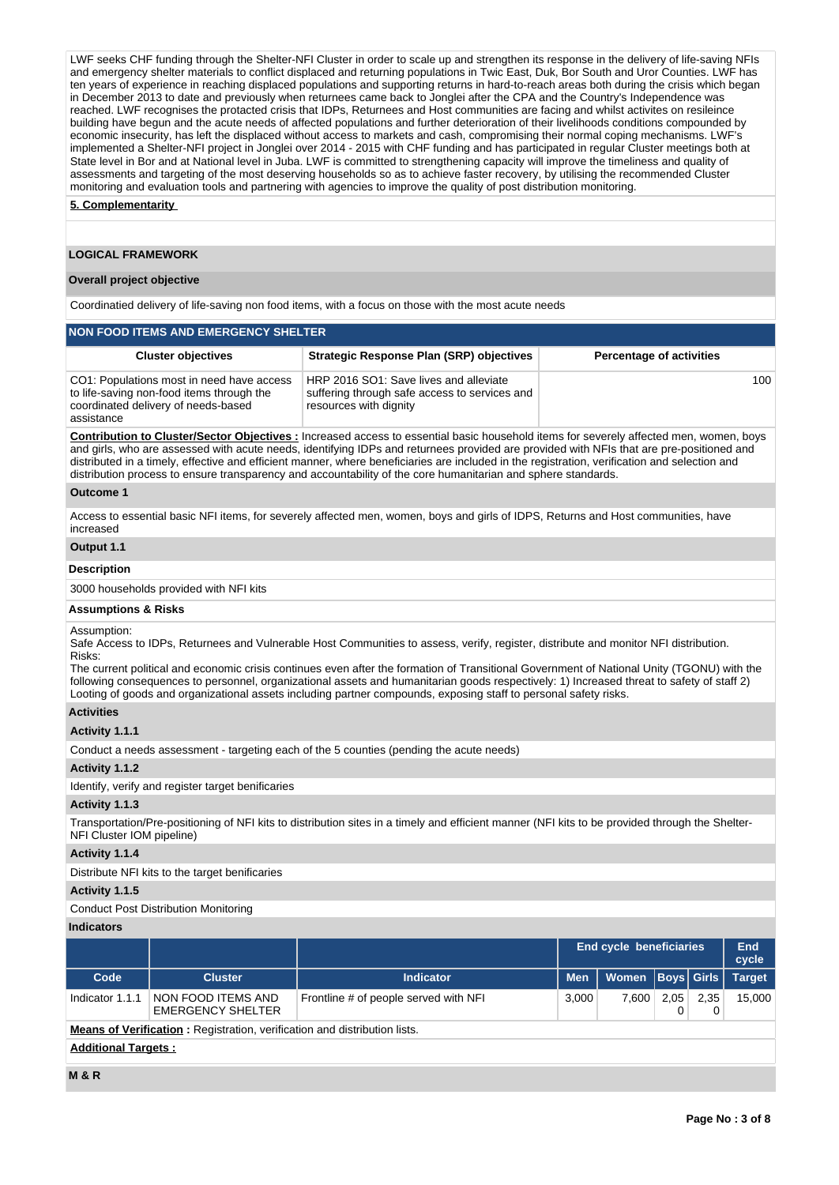LWF seeks CHF funding through the Shelter-NFI Cluster in order to scale up and strengthen its response in the delivery of life-saving NFIs and emergency shelter materials to conflict displaced and returning populations in Twic East, Duk, Bor South and Uror Counties. LWF has ten years of experience in reaching displaced populations and supporting returns in hard-to-reach areas both during the crisis which began in December 2013 to date and previously when returnees came back to Jonglei after the CPA and the Country's Independence was reached. LWF recognises the protacted crisis that IDPs, Returnees and Host communities are facing and whilst activites on resileince building have begun and the acute needs of affected populations and further deterioration of their livelihoods conditions compounded by economic insecurity, has left the displaced without access to markets and cash, compromising their normal coping mechanisms. LWF's implemented a Shelter-NFI project in Jonglei over 2014 - 2015 with CHF funding and has participated in regular Cluster meetings both at State level in Bor and at National level in Juba. LWF is committed to strengthening capacity will improve the timeliness and quality of assessments and targeting of the most deserving households so as to achieve faster recovery, by utilising the recommended Cluster monitoring and evaluation tools and partnering with agencies to improve the quality of post distribution monitoring.

**5. Complementarity**

## LOGICAL FRAMEWORK

**Overall project objective**

Coordinatied delivery of life-saving non food items, with a focus on those with the most acute needs

### NON FOOD ITEMS AND EMERGENCY SHELTER

| Cluster objectives | Strategic Response Plan (SRP) objectives | Percentage of activities |
|---|---|---|
| CO1: Populations most in need have access to life-saving non-food items through the coordinated delivery of needs-based assistance | HRP 2016 SO1: Save lives and alleviate suffering through safe access to services and resources with dignity | 100 |

**Contribution to Cluster/Sector Objectives :** Increased access to essential basic household items for severely affected men, women, boys and girls, who are assessed with acute needs, identifying IDPs and returnees provided are provided with NFIs that are pre-positioned and distributed in a timely, effective and efficient manner, where beneficiaries are included in the registration, verification and selection and distribution process to ensure transparency and accountability of the core humanitarian and sphere standards.

**Outcome 1**

Access to essential basic NFI items, for severely affected men, women, boys and girls of IDPS, Returns and Host communities, have increased

**Output 1.1**

**Description**

3000 households provided with NFI kits

**Assumptions & Risks**

Assumption:
Safe Access to IDPs, Returnees and Vulnerable Host Communities to assess, verify, register, distribute and monitor NFI distribution.
Risks:
The current political and economic crisis continues even after the formation of Transitional Government of National Unity (TGONU) with the following consequences to personnel, organizational assets and humanitarian goods respectively: 1) Increased threat to safety of staff 2) Looting of goods and organizational assets including partner compounds, exposing staff to personal safety risks.

**Activities**

**Activity 1.1.1**

Conduct a needs assessment - targeting each of the 5 counties (pending the acute needs)

**Activity 1.1.2**

Identify, verify and register target benificaries

**Activity 1.1.3**

Transportation/Pre-positioning of NFI kits to distribution sites in a timely and efficient manner (NFI kits to be provided through the Shelter-NFI Cluster IOM pipeline)

**Activity 1.1.4**

Distribute NFI kits to the target benificaries

**Activity 1.1.5**

Conduct Post Distribution Monitoring

**Indicators**

| | | | End cycle beneficiaries | | | | End cycle |
|---|---|---|---|---|---|---|---|
| Code | Cluster | Indicator | Men | Women | Boys | Girls | Target |
| Indicator 1.1.1 | NON FOOD ITEMS AND EMERGENCY SHELTER | Frontline # of people served with NFI | 3,000 | 7,600 | 2,050 | 2,350 | 15,000 |

**Means of Verification :** Registration, verification and distribution lists.

**Additional Targets :**

**M & R**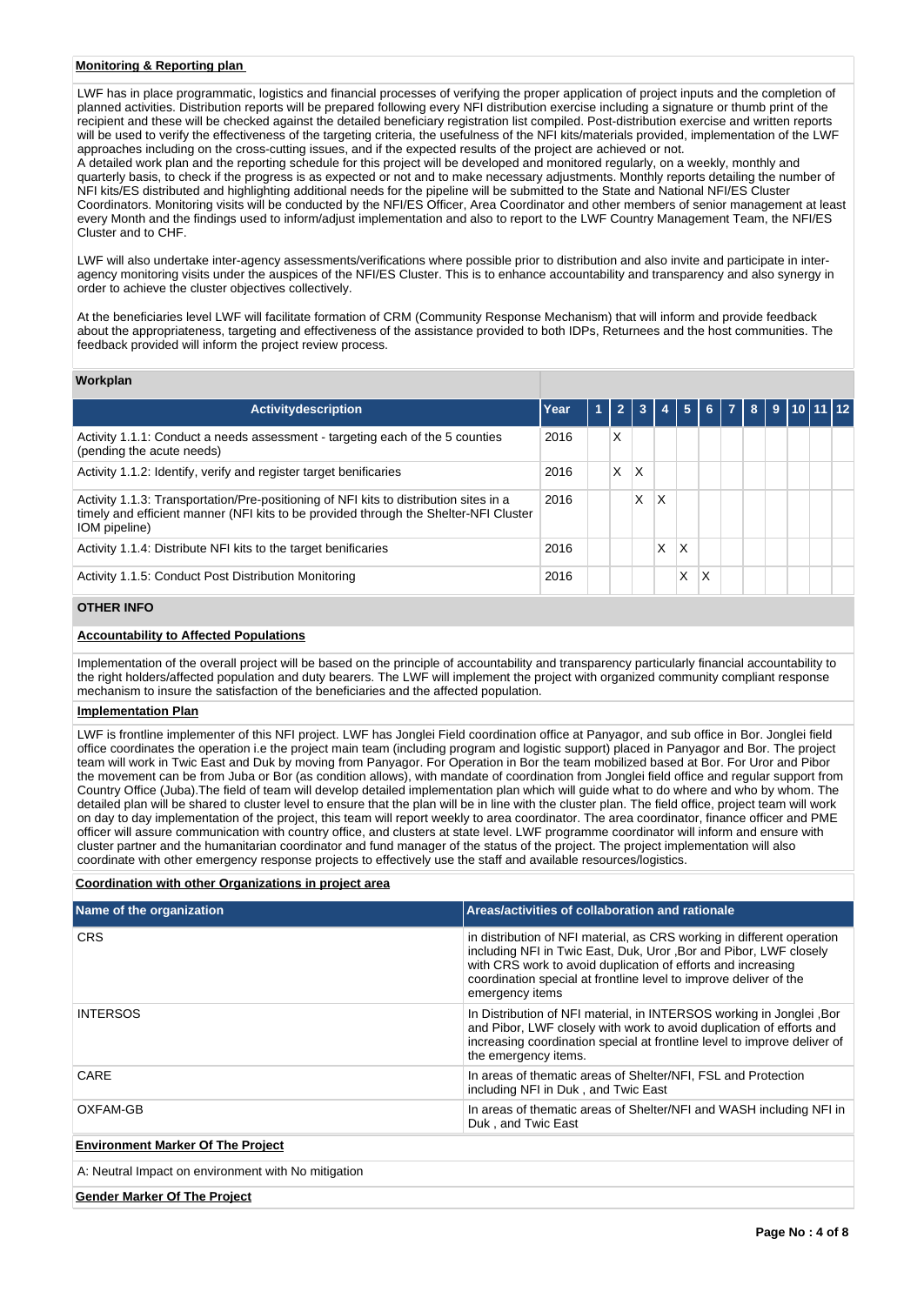**Monitoring & Reporting plan**

LWF has in place programmatic, logistics and financial processes of verifying the proper application of project inputs and the completion of planned activities. Distribution reports will be prepared following every NFI distribution exercise including a signature or thumb print of the recipient and these will be checked against the detailed beneficiary registration list compiled. Post-distribution exercise and written reports will be used to verify the effectiveness of the targeting criteria, the usefulness of the NFI kits/materials provided, implementation of the LWF approaches including on the cross-cutting issues, and if the expected results of the project are achieved or not.
A detailed work plan and the reporting schedule for this project will be developed and monitored regularly, on a weekly, monthly and quarterly basis, to check if the progress is as expected or not and to make necessary adjustments. Monthly reports detailing the number of NFI kits/ES distributed and highlighting additional needs for the pipeline will be submitted to the State and National NFI/ES Cluster Coordinators. Monitoring visits will be conducted by the NFI/ES Officer, Area Coordinator and other members of senior management at least every Month and the findings used to inform/adjust implementation and also to report to the LWF Country Management Team, the NFI/ES Cluster and to CHF.

LWF will also undertake inter-agency assessments/verifications where possible prior to distribution and also invite and participate in inter-agency monitoring visits under the auspices of the NFI/ES Cluster. This is to enhance accountability and transparency and also synergy in order to achieve the cluster objectives collectively.

At the beneficiaries level LWF will facilitate formation of CRM (Community Response Mechanism) that will inform and provide feedback about the appropriateness, targeting and effectiveness of the assistance provided to both IDPs, Returnees and the host communities. The feedback provided will inform the project review process.

**Workplan**

| Activitydescription | Year | 1 | 2 | 3 | 4 | 5 | 6 | 7 | 8 | 9 | 10 | 11 | 12 |
|---|---|---|---|---|---|---|---|---|---|---|---|---|---|
| Activity 1.1.1: Conduct a needs assessment - targeting each of the 5 counties (pending the acute needs) | 2016 | | X | | | | | | | | | | |
| Activity 1.1.2: Identify, verify and register target benificaries | 2016 | | X | X | | | | | | | | | |
| Activity 1.1.3: Transportation/Pre-positioning of NFI kits to distribution sites in a timely and efficient manner (NFI kits to be provided through the Shelter-NFI Cluster IOM pipeline) | 2016 | | | X | X | | | | | | | | |
| Activity 1.1.4: Distribute NFI kits to the target benificaries | 2016 | | | | X | X | | | | | | | |
| Activity 1.1.5: Conduct Post Distribution Monitoring | 2016 | | | | | X | X | | | | | | |

**OTHER INFO**

**Accountability to Affected Populations**

Implementation of the overall project will be based on the principle of accountability and transparency particularly financial accountability to the right holders/affected population and duty bearers. The LWF will implement the project with organized community compliant response mechanism to insure the satisfaction of the beneficiaries and the affected population.

**Implementation Plan**

LWF is frontline implementer of this NFI project. LWF has Jonglei Field coordination office at Panyagor, and sub office in Bor. Jonglei field office coordinates the operation i.e the project main team (including program and logistic support) placed in Panyagor and Bor. The project team will work in Twic East and Duk by moving from Panyagor. For Operation in Bor the team mobilized based at Bor. For Uror and Pibor the movement can be from Juba or Bor (as condition allows), with mandate of coordination from Jonglei field office and regular support from Country Office (Juba).The field of team will develop detailed implementation plan which will guide what to do where and who by whom. The detailed plan will be shared to cluster level to ensure that the plan will be in line with the cluster plan. The field office, project team will work on day to day implementation of the project, this team will report weekly to area coordinator. The area coordinator, finance officer and PME officer will assure communication with country office, and clusters at state level. LWF programme coordinator will inform and ensure with cluster partner and the humanitarian coordinator and fund manager of the status of the project. The project implementation will also coordinate with other emergency response projects to effectively use the staff and available resources/logistics.

**Coordination with other Organizations in project area**

| Name of the organization | Areas/activities of collaboration and rationale |
|---|---|
| CRS | in distribution of NFI material, as CRS working in different operation including NFI in Twic East, Duk, Uror ,Bor and Pibor, LWF closely with CRS work to avoid duplication of efforts and increasing coordination special at frontline level to improve deliver of the emergency items |
| INTERSOS | In Distribution of NFI material, in INTERSOS working in Jonglei ,Bor and Pibor, LWF closely with work to avoid duplication of efforts and increasing coordination special at frontline level to improve deliver of the emergency items. |
| CARE | In areas of thematic areas of Shelter/NFI, FSL and Protection including NFI in Duk , and Twic East |
| OXFAM-GB | In areas of thematic areas of Shelter/NFI and WASH including NFI in Duk , and Twic East |

**Environment Marker Of The Project**

A: Neutral Impact on environment with No mitigation

**Gender Marker Of The Project**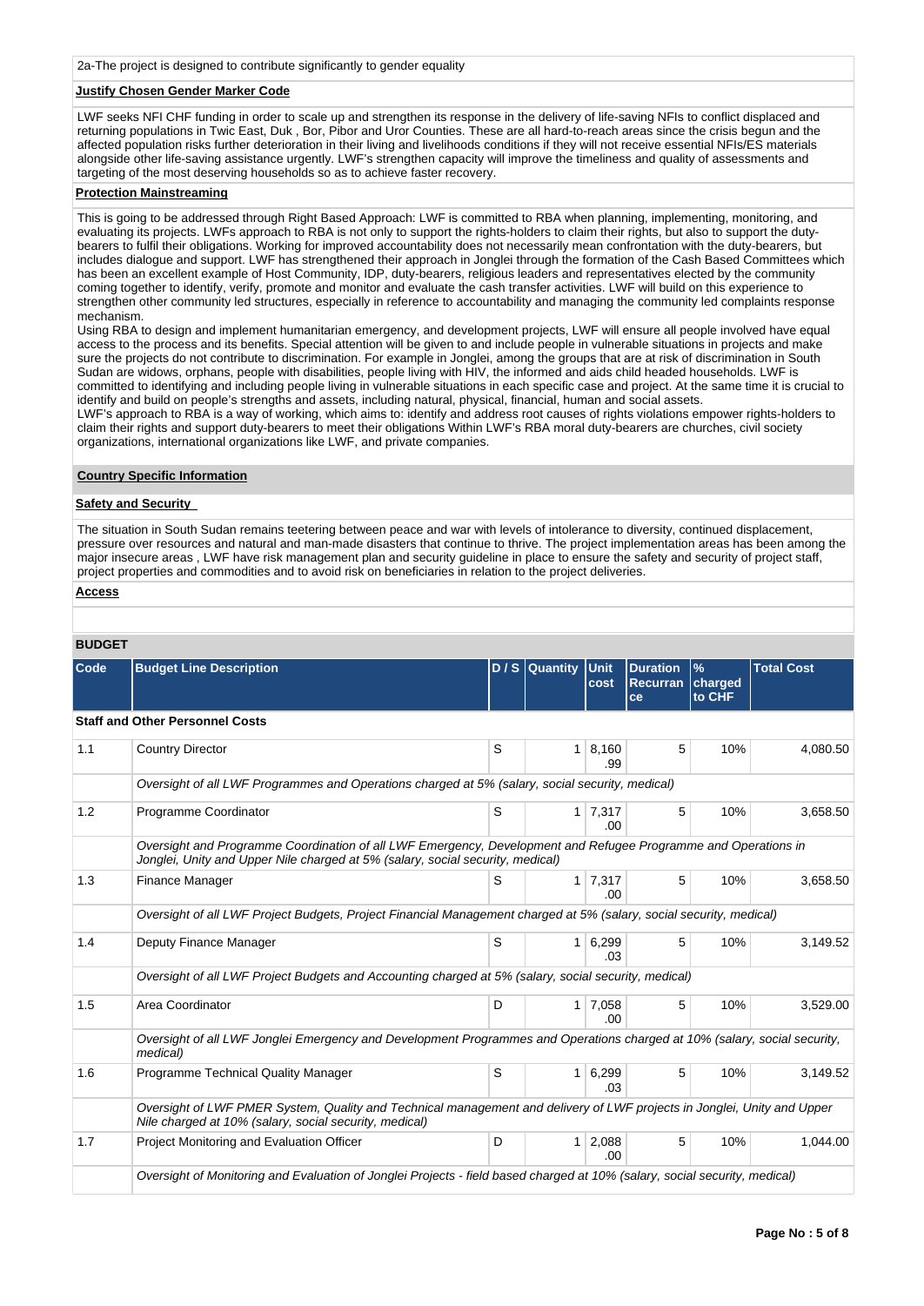2a-The project is designed to contribute significantly to gender equality

**Justify Chosen Gender Marker Code**

LWF seeks NFI CHF funding in order to scale up and strengthen its response in the delivery of life-saving NFIs to conflict displaced and returning populations in Twic East, Duk , Bor, Pibor and Uror Counties. These are all hard-to-reach areas since the crisis begun and the affected population risks further deterioration in their living and livelihoods conditions if they will not receive essential NFIs/ES materials alongside other life-saving assistance urgently. LWF's strengthen capacity will improve the timeliness and quality of assessments and targeting of the most deserving households so as to achieve faster recovery.

**Protection Mainstreaming**

This is going to be addressed through Right Based Approach: LWF is committed to RBA when planning, implementing, monitoring, and evaluating its projects. LWFs approach to RBA is not only to support the rights-holders to claim their rights, but also to support the duty-bearers to fulfil their obligations. Working for improved accountability does not necessarily mean confrontation with the duty-bearers, but includes dialogue and support. LWF has strengthened their approach in Jonglei through the formation of the Cash Based Committees which has been an excellent example of Host Community, IDP, duty-bearers, religious leaders and representatives elected by the community coming together to identify, verify, promote and monitor and evaluate the cash transfer activities. LWF will build on this experience to strengthen other community led structures, especially in reference to accountability and managing the community led complaints response mechanism.

Using RBA to design and implement humanitarian emergency, and development projects, LWF will ensure all people involved have equal access to the process and its benefits. Special attention will be given to and include people in vulnerable situations in projects and make sure the projects do not contribute to discrimination. For example in Jonglei, among the groups that are at risk of discrimination in South Sudan are widows, orphans, people with disabilities, people living with HIV, the informed and aids child headed households. LWF is committed to identifying and including people living in vulnerable situations in each specific case and project. At the same time it is crucial to identify and build on people's strengths and assets, including natural, physical, financial, human and social assets.

LWF's approach to RBA is a way of working, which aims to: identify and address root causes of rights violations empower rights-holders to claim their rights and support duty-bearers to meet their obligations Within LWF's RBA moral duty-bearers are churches, civil society organizations, international organizations like LWF, and private companies.

**Country Specific Information**

**Safety and Security**

The situation in South Sudan remains teetering between peace and war with levels of intolerance to diversity, continued displacement, pressure over resources and natural and man-made disasters that continue to thrive. The project implementation areas has been among the major insecure areas , LWF have risk management plan and security guideline in place to ensure the safety and security of project staff, project properties and commodities and to avoid risk on beneficiaries in relation to the project deliveries.

**Access**

**BUDGET**

| Code | Budget Line Description | D / S | Quantity | Unit cost | Duration Recurrance | % charged to CHF | Total Cost |
|---|---|---|---|---|---|---|---|
| **Staff and Other Personnel Costs** | | | | | | | |
| 1.1 | Country Director | S | 1 | 8,160.99 | 5 | 10% | 4,080.50 |
| | *Oversight of all LWF Programmes and Operations charged at 5% (salary, social security, medical)* | | | | | | |
| 1.2 | Programme Coordinator | S | 1 | 7,317.00 | 5 | 10% | 3,658.50 |
| | *Oversight and Programme Coordination of all LWF Emergency, Development and Refugee Programme and Operations in Jonglei, Unity and Upper Nile charged at 5% (salary, social security, medical)* | | | | | | |
| 1.3 | Finance Manager | S | 1 | 7,317.00 | 5 | 10% | 3,658.50 |
| | *Oversight of all LWF Project Budgets, Project Financial Management charged at 5% (salary, social security, medical)* | | | | | | |
| 1.4 | Deputy Finance Manager | S | 1 | 6,299.03 | 5 | 10% | 3,149.52 |
| | *Oversight of all LWF Project Budgets and Accounting charged at 5% (salary, social security, medical)* | | | | | | |
| 1.5 | Area Coordinator | D | 1 | 7,058.00 | 5 | 10% | 3,529.00 |
| | *Oversight of all LWF Jonglei Emergency and Development Programmes and Operations charged at 10% (salary, social security, medical)* | | | | | | |
| 1.6 | Programme Technical Quality Manager | S | 1 | 6,299.03 | 5 | 10% | 3,149.52 |
| | *Oversight of LWF PMER System, Quality and Technical management and delivery of LWF projects in Jonglei, Unity and Upper Nile charged at 10% (salary, social security, medical)* | | | | | | |
| 1.7 | Project Monitoring and Evaluation Officer | D | 1 | 2,088.00 | 5 | 10% | 1,044.00 |
| | *Oversight of Monitoring and Evaluation of Jonglei Projects - field based charged at 10% (salary, social security, medical)* | | | | | | |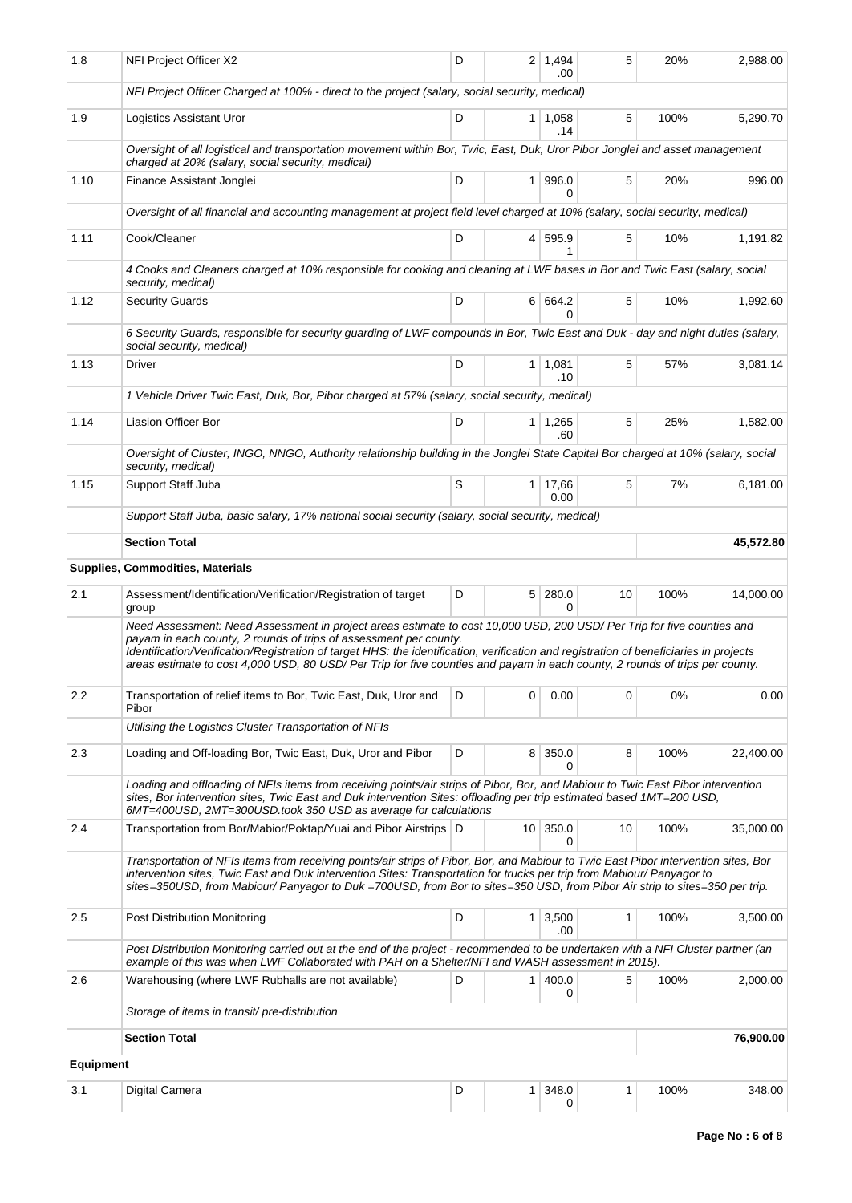| | | | | | | | |
|---|---|---|---|---|---|---|---|
| 1.8 | NFI Project Officer X2 | D | 2 | 1,494.00 | 5 | 20% | 2,988.00 |
| | NFI Project Officer Charged at 100% - direct to the project (salary, social security, medical) | | | | | | |
| 1.9 | Logistics Assistant Uror | D | 1 | 1,058.14 | 5 | 100% | 5,290.70 |
| | Oversight of all logistical and transportation movement within Bor, Twic, East, Duk, Uror Pibor Jonglei and asset management charged at 20% (salary, social security, medical) | | | | | | |
| 1.10 | Finance Assistant Jonglei | D | 1 | 996.00 | 5 | 20% | 996.00 |
| | Oversight of all financial and accounting management at project field level charged at 10% (salary, social security, medical) | | | | | | |
| 1.11 | Cook/Cleaner | D | 4 | 595.91 | 5 | 10% | 1,191.82 |
| | 4 Cooks and Cleaners charged at 10% responsible for cooking and cleaning at LWF bases in Bor and Twic East (salary, social security, medical) | | | | | | |
| 1.12 | Security Guards | D | 6 | 664.20 | 5 | 10% | 1,992.60 |
| | 6 Security Guards, responsible for security guarding of LWF compounds in Bor, Twic East and Duk - day and night duties (salary, social security, medical) | | | | | | |
| 1.13 | Driver | D | 1 | 1,081.10 | 5 | 57% | 3,081.14 |
| | 1 Vehicle Driver Twic East, Duk, Bor, Pibor charged at 57% (salary, social security, medical) | | | | | | |
| 1.14 | Liasion Officer Bor | D | 1 | 1,265.60 | 5 | 25% | 1,582.00 |
| | Oversight of Cluster, INGO, NNGO, Authority relationship building in the Jonglei State Capital Bor charged at 10% (salary, social security, medical) | | | | | | |
| 1.15 | Support Staff Juba | S | 1 | 17,660.00 | 5 | 7% | 6,181.00 |
| | Support Staff Juba, basic salary, 17% national social security (salary, social security, medical) | | | | | | |
| | **Section Total** | | | | | | **45,572.80** |
| **Supplies, Commodities, Materials** | | | | | | | |
| 2.1 | Assessment/Identification/Verification/Registration of target group | D | 5 | 280.00 | 10 | 100% | 14,000.00 |
| | Need Assessment: Need Assessment in project areas estimate to cost 10,000 USD, 200 USD/ Per Trip for five counties and payam in each county, 2 rounds of trips of assessment per county. Identification/Verification/Registration of target HHS: the identification, verification and registration of beneficiaries in projects areas estimate to cost 4,000 USD, 80 USD/ Per Trip for five counties and payam in each county, 2 rounds of trips per county. | | | | | | |
| 2.2 | Transportation of relief items to Bor, Twic East, Duk, Uror and Pibor | D | 0 | 0.00 | 0 | 0% | 0.00 |
| | Utilising the Logistics Cluster Transportation of NFIs | | | | | | |
| 2.3 | Loading and Off-loading Bor, Twic East, Duk, Uror and Pibor | D | 8 | 350.00 | 8 | 100% | 22,400.00 |
| | Loading and offloading of NFIs items from receiving points/air strips of Pibor, Bor, and Mabiour to Twic East Pibor intervention sites, Bor intervention sites, Twic East and Duk intervention Sites: offloading per trip estimated based 1MT=200 USD, 6MT=400USD, 2MT=300USD.took 350 USD as average for calculations | | | | | | |
| 2.4 | Transportation from Bor/Mabior/Poktap/Yuai and Pibor Airstrips | D | 10 | 350.00 | 10 | 100% | 35,000.00 |
| | Transportation of NFIs items from receiving points/air strips of Pibor, Bor, and Mabiour to Twic East Pibor intervention sites, Bor intervention sites, Twic East and Duk intervention Sites: Transportation for trucks per trip from Mabiour/ Panyagor to sites=350USD, from Mabiour/ Panyagor to Duk =700USD, from Bor to sites=350 USD, from Pibor Air strip to sites=350 per trip. | | | | | | |
| 2.5 | Post Distribution Monitoring | D | 1 | 3,500.00 | 1 | 100% | 3,500.00 |
| | Post Distribution Monitoring carried out at the end of the project - recommended to be undertaken with a NFI Cluster partner (an example of this was when LWF Collaborated with PAH on a Shelter/NFI and WASH assessment in 2015). | | | | | | |
| 2.6 | Warehousing (where LWF Rubhalls are not available) | D | 1 | 400.00 | 5 | 100% | 2,000.00 |
| | Storage of items in transit/ pre-distribution | | | | | | |
| | **Section Total** | | | | | | **76,900.00** |
| **Equipment** | | | | | | | |
| 3.1 | Digital Camera | D | 1 | 348.00 | 1 | 100% | 348.00 |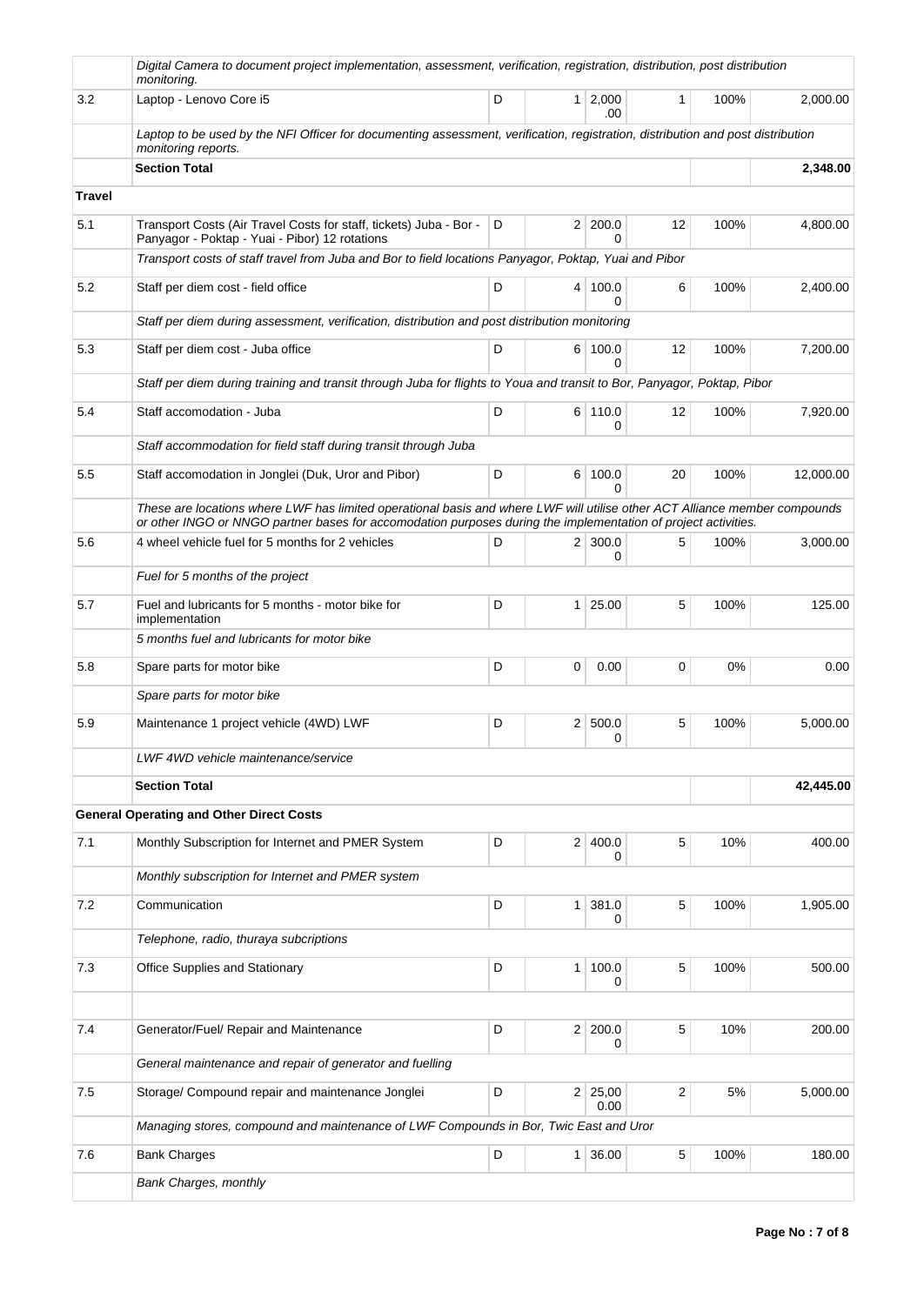| | | | | | | | |
|---|---|---|---|---|---|---|---|
| | *Digital Camera to document project implementation, assessment, verification, registration, distribution, post distribution monitoring.* | | | | | | |
| 3.2 | Laptop - Lenovo Core i5 | D | 1 | 2,000.00 | 1 | 100% | 2,000.00 |
| | *Laptop to be used by the NFI Officer for documenting assessment, verification, registration, distribution and post distribution monitoring reports.* | | | | | | |
| | **Section Total** | | | | | | **2,348.00** |
| **Travel** | | | | | | | |
| 5.1 | Transport Costs (Air Travel Costs for staff, tickets) Juba - Bor - Panyagor - Poktap - Yuai - Pibor) 12 rotations | D | 2 | 200.00 | 12 | 100% | 4,800.00 |
| | *Transport costs of staff travel from Juba and Bor to field locations Panyagor, Poktap, Yuai and Pibor* | | | | | | |
| 5.2 | Staff per diem cost - field office | D | 4 | 100.00 | 6 | 100% | 2,400.00 |
| | *Staff per diem during assessment, verification, distribution and post distribution monitoring* | | | | | | |
| 5.3 | Staff per diem cost - Juba office | D | 6 | 100.00 | 12 | 100% | 7,200.00 |
| | *Staff per diem during training and transit through Juba for flights to Youa and transit to Bor, Panyagor, Poktap, Pibor* | | | | | | |
| 5.4 | Staff accomodation - Juba | D | 6 | 110.00 | 12 | 100% | 7,920.00 |
| | *Staff accommodation for field staff during transit through Juba* | | | | | | |
| 5.5 | Staff accomodation in Jonglei (Duk, Uror and Pibor) | D | 6 | 100.00 | 20 | 100% | 12,000.00 |
| | *These are locations where LWF has limited operational basis and where LWF will utilise other ACT Alliance member compounds or other INGO or NNGO partner bases for accomodation purposes during the implementation of project activities.* | | | | | | |
| 5.6 | 4 wheel vehicle fuel for 5 months for 2 vehicles | D | 2 | 300.00 | 5 | 100% | 3,000.00 |
| | *Fuel for 5 months of the project* | | | | | | |
| 5.7 | Fuel and lubricants for 5 months - motor bike for implementation | D | 1 | 25.00 | 5 | 100% | 125.00 |
| | *5 months fuel and lubricants for motor bike* | | | | | | |
| 5.8 | Spare parts for motor bike | D | 0 | 0.00 | 0 | 0% | 0.00 |
| | *Spare parts for motor bike* | | | | | | |
| 5.9 | Maintenance 1 project vehicle (4WD) LWF | D | 2 | 500.00 | 5 | 100% | 5,000.00 |
| | *LWF 4WD vehicle maintenance/service* | | | | | | |
| | **Section Total** | | | | | | **42,445.00** |
| **General Operating and Other Direct Costs** | | | | | | | |
| 7.1 | Monthly Subscription for Internet and PMER System | D | 2 | 400.00 | 5 | 10% | 400.00 |
| | *Monthly subscription for Internet and PMER system* | | | | | | |
| 7.2 | Communication | D | 1 | 381.00 | 5 | 100% | 1,905.00 |
| | *Telephone, radio, thuraya subcriptions* | | | | | | |
| 7.3 | Office Supplies and Stationary | D | 1 | 100.00 | 5 | 100% | 500.00 |
| | | | | | | | |
| 7.4 | Generator/Fuel/ Repair and Maintenance | D | 2 | 200.00 | 5 | 10% | 200.00 |
| | *General maintenance and repair of generator and fuelling* | | | | | | |
| 7.5 | Storage/ Compound repair and maintenance Jonglei | D | 2 | 25,000.00 | 2 | 5% | 5,000.00 |
| | *Managing stores, compound and maintenance of LWF Compounds in Bor, Twic East and Uror* | | | | | | |
| 7.6 | Bank Charges | D | 1 | 36.00 | 5 | 100% | 180.00 |
| | *Bank Charges, monthly* | | | | | | |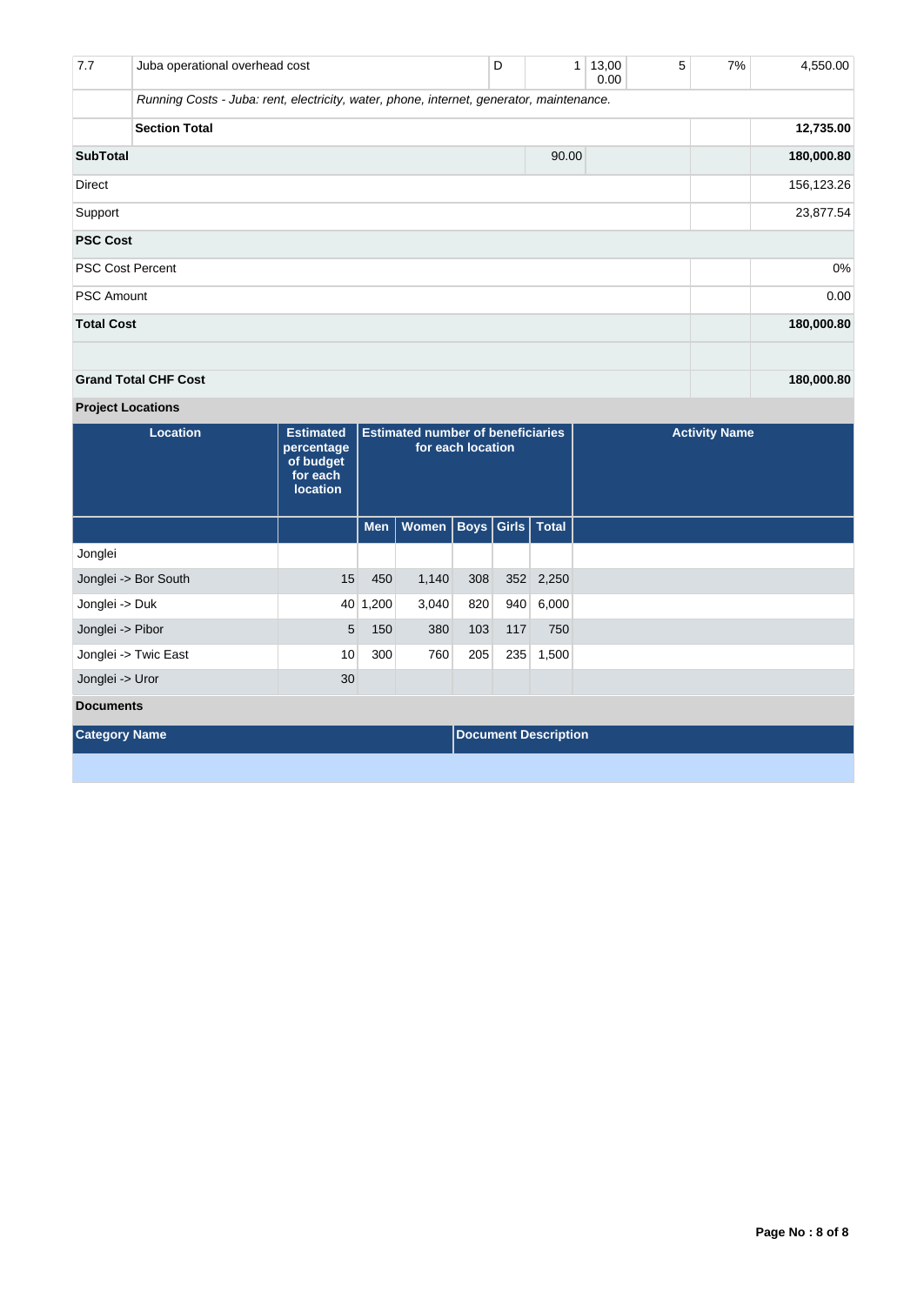| | | | | | | | |
|---|---|---|---|---|---|---|---|
| 7.7 | Juba operational overhead cost | D | 1 | 13,000.00 | 5 | 7% | 4,550.00 |
| | *Running Costs - Juba: rent, electricity, water, phone, internet, generator, maintenance.* | | | | | | |
| | **Section Total** | | | | | | **12,735.00** |
| **SubTotal** | | | 90.00 | | | | **180,000.80** |
| Direct | | | | | | | 156,123.26 |
| Support | | | | | | | 23,877.54 |
| **PSC Cost** | | | | | | | |
| PSC Cost Percent | | | | | | | 0% |
| PSC Amount | | | | | | | 0.00 |
| **Total Cost** | | | | | | | **180,000.80** |
| | | | | | | | |
| **Grand Total CHF Cost** | | | | | | | **180,000.80** |

**Project Locations**

| Location | Estimated percentage of budget for each location | Estimated number of beneficiaries for each location | | | | | Activity Name |
|---|---|---|---|---|---|---|---|
| | | Men | Women | Boys | Girls | Total | |
| Jonglei | | | | | | | |
| Jonglei -> Bor South | 15 | 450 | 1,140 | 308 | 352 | 2,250 | |
| Jonglei -> Duk | 40 | 1,200 | 3,040 | 820 | 940 | 6,000 | |
| Jonglei -> Pibor | 5 | 150 | 380 | 103 | 117 | 750 | |
| Jonglei -> Twic East | 10 | 300 | 760 | 205 | 235 | 1,500 | |
| Jonglei -> Uror | 30 | | | | | | |

**Documents**

| Category Name | Document Description |
|---|---|
| | |